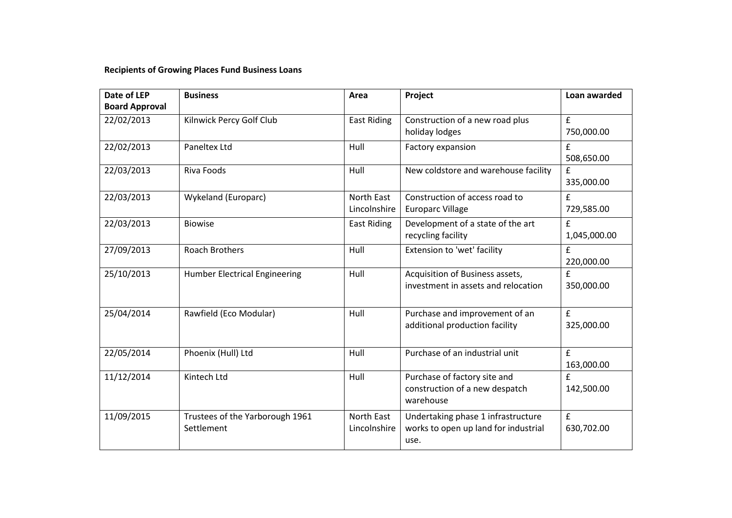**Recipients of Growing Places Fund Business Loans**

| Date of LEP Board Approval | Business | Area | Project | Loan awarded |
|---|---|---|---|---|
| 22/02/2013 | Kilnwick Percy Golf Club | East Riding | Construction of a new road plus holiday lodges | £ 750,000.00 |
| 22/02/2013 | Paneltex Ltd | Hull | Factory expansion | £ 508,650.00 |
| 22/03/2013 | Riva Foods | Hull | New coldstore and warehouse facility | £ 335,000.00 |
| 22/03/2013 | Wykeland (Europarc) | North East Lincolnshire | Construction of access road to Europarc Village | £ 729,585.00 |
| 22/03/2013 | Biowise | East Riding | Development of a state of the art recycling facility | £ 1,045,000.00 |
| 27/09/2013 | Roach Brothers | Hull | Extension to 'wet' facility | £ 220,000.00 |
| 25/10/2013 | Humber Electrical Engineering | Hull | Acquisition of Business assets, investment in assets and relocation | £ 350,000.00 |
| 25/04/2014 | Rawfield (Eco Modular) | Hull | Purchase and improvement of an additional production facility | £ 325,000.00 |
| 22/05/2014 | Phoenix (Hull) Ltd | Hull | Purchase of an industrial unit | £ 163,000.00 |
| 11/12/2014 | Kintech Ltd | Hull | Purchase of factory site and construction of a new despatch warehouse | £ 142,500.00 |
| 11/09/2015 | Trustees of the Yarborough 1961 Settlement | North East Lincolnshire | Undertaking phase 1 infrastructure works to open up land for industrial use. | £ 630,702.00 |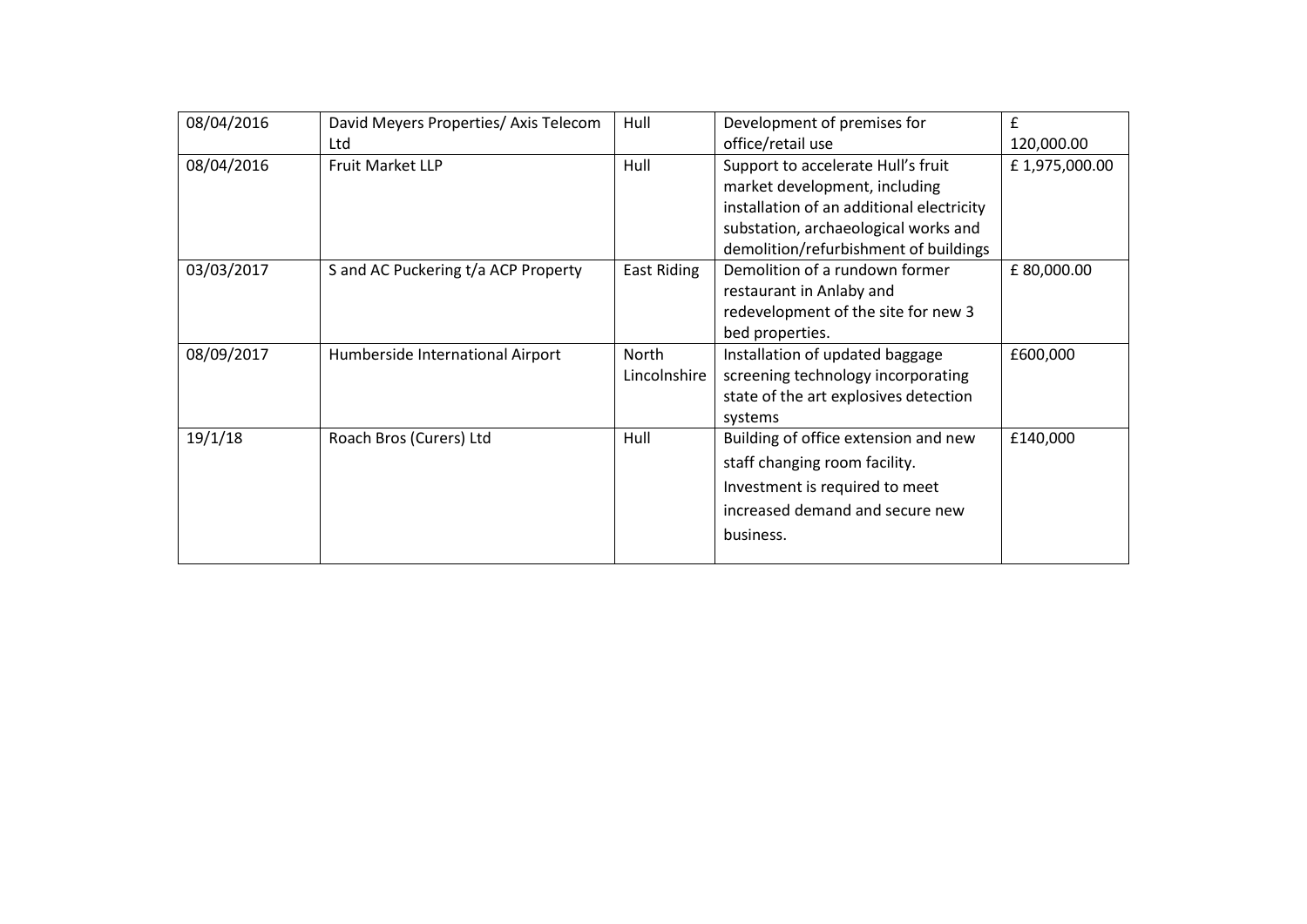| | | | | |
|---|---|---|---|---|
| 08/04/2016 | David Meyers Properties/ Axis Telecom Ltd | Hull | Development of premises for office/retail use | £ 120,000.00 |
| 08/04/2016 | Fruit Market LLP | Hull | Support to accelerate Hull's fruit market development, including installation of an additional electricity substation, archaeological works and demolition/refurbishment of buildings | £ 1,975,000.00 |
| 03/03/2017 | S and AC Puckering t/a ACP Property | East Riding | Demolition of a rundown former restaurant in Anlaby and redevelopment of the site for new 3 bed properties. | £ 80,000.00 |
| 08/09/2017 | Humberside International Airport | North Lincolnshire | Installation of updated baggage screening technology incorporating state of the art explosives detection systems | £600,000 |
| 19/1/18 | Roach Bros (Curers) Ltd | Hull | Building of office extension and new staff changing room facility. Investment is required to meet increased demand and secure new business. | £140,000 |